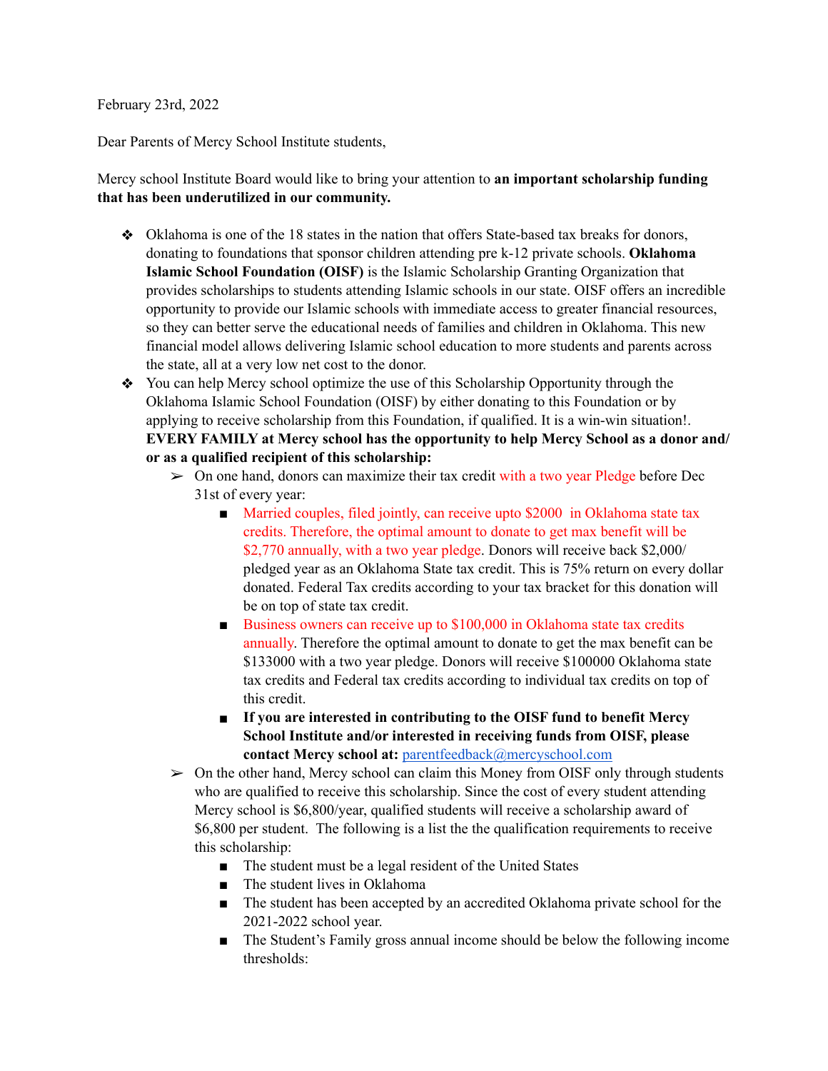February 23rd, 2022

Dear Parents of Mercy School Institute students,

Mercy school Institute Board would like to bring your attention to **an important scholarship funding that has been underutilized in our community.**

- Oklahoma is one of the 18 states in the nation that offers State-based tax breaks for donors, donating to foundations that sponsor children attending pre k-12 private schools. **Oklahoma Islamic School Foundation (OISF)** is the Islamic Scholarship Granting Organization that provides scholarships to students attending Islamic schools in our state. OISF offers an incredible opportunity to provide our Islamic schools with immediate access to greater financial resources, so they can better serve the educational needs of families and children in Oklahoma. This new financial model allows delivering Islamic school education to more students and parents across the state, all at a very low net cost to the donor.
- You can help Mercy school optimize the use of this Scholarship Opportunity through the Oklahoma Islamic School Foundation (OISF) by either donating to this Foundation or by applying to receive scholarship from this Foundation, if qualified. It is a win-win situation!. **EVERY FAMILY at Mercy school has the opportunity to help Mercy School as a donor and/ or as a qualified recipient of this scholarship:**
  - On one hand, donors can maximize their tax credit with a two year Pledge before Dec 31st of every year:
    - Married couples, filed jointly, can receive upto $2000 in Oklahoma state tax credits. Therefore, the optimal amount to donate to get max benefit will be $2,770 annually, with a two year pledge. Donors will receive back $2,000/ pledged year as an Oklahoma State tax credit. This is 75% return on every dollar donated. Federal Tax credits according to your tax bracket for this donation will be on top of state tax credit.
    - Business owners can receive up to $100,000 in Oklahoma state tax credits annually. Therefore the optimal amount to donate to get the max benefit can be $133000 with a two year pledge. Donors will receive $100000 Oklahoma state tax credits and Federal tax credits according to individual tax credits on top of this credit.
    - **If you are interested in contributing to the OISF fund to benefit Mercy School Institute and/or interested in receiving funds from OISF, please contact Mercy school at:** [parentfeedback@mercyschool.com](mailto:parentfeedback@mercyschool.com)
  - On the other hand, Mercy school can claim this Money from OISF only through students who are qualified to receive this scholarship. Since the cost of every student attending Mercy school is $6,800/year, qualified students will receive a scholarship award of $6,800 per student. The following is a list the the qualification requirements to receive this scholarship:
    - The student must be a legal resident of the United States
    - The student lives in Oklahoma
    - The student has been accepted by an accredited Oklahoma private school for the 2021-2022 school year.
    - The Student's Family gross annual income should be below the following income thresholds: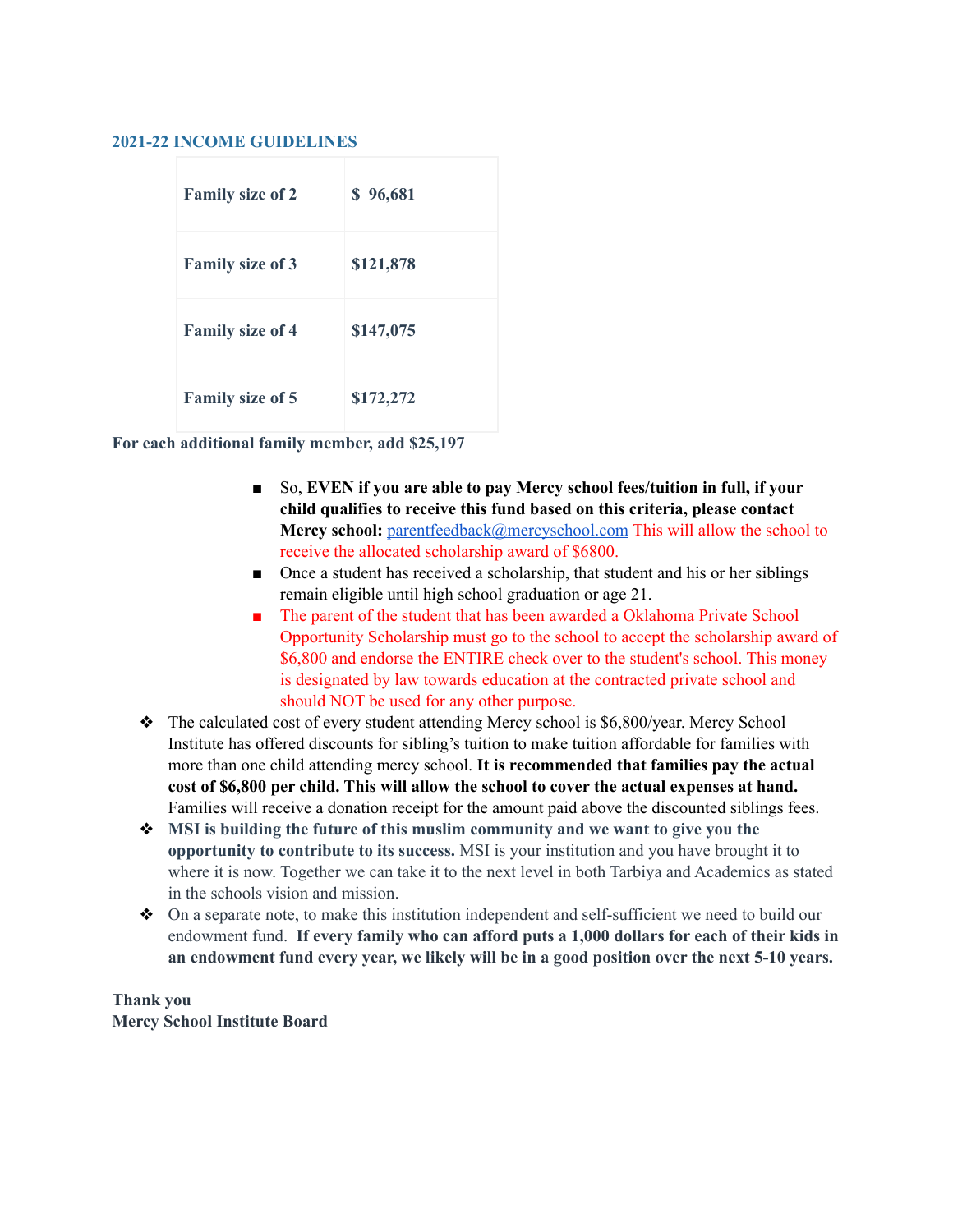### 2021-22 INCOME GUIDELINES

| | |
|---|---|
| **Family size of 2** | **$ 96,681** |
| **Family size of 3** | **$121,878** |
| **Family size of 4** | **$147,075** |
| **Family size of 5** | **$172,272** |

**For each additional family member, add $25,197**

- So, **EVEN if you are able to pay Mercy school fees/tuition in full, if your child qualifies to receive this fund based on this criteria, please contact Mercy school:** parentfeedback@mercyschool.com This will allow the school to receive the allocated scholarship award of $6800.
- Once a student has received a scholarship, that student and his or her siblings remain eligible until high school graduation or age 21.
- The parent of the student that has been awarded a Oklahoma Private School Opportunity Scholarship must go to the school to accept the scholarship award of $6,800 and endorse the ENTIRE check over to the student's school. This money is designated by law towards education at the contracted private school and should NOT be used for any other purpose.

- The calculated cost of every student attending Mercy school is $6,800/year. Mercy School Institute has offered discounts for sibling's tuition to make tuition affordable for families with more than one child attending mercy school. **It is recommended that families pay the actual cost of $6,800 per child. This will allow the school to cover the actual expenses at hand.** Families will receive a donation receipt for the amount paid above the discounted siblings fees.
- **MSI is building the future of this muslim community and we want to give you the opportunity to contribute to its success.** MSI is your institution and you have brought it to where it is now. Together we can take it to the next level in both Tarbiya and Academics as stated in the schools vision and mission.
- On a separate note, to make this institution independent and self-sufficient we need to build our endowment fund. **If every family who can afford puts a 1,000 dollars for each of their kids in an endowment fund every year, we likely will be in a good position over the next 5-10 years.**

**Thank you**
**Mercy School Institute Board**